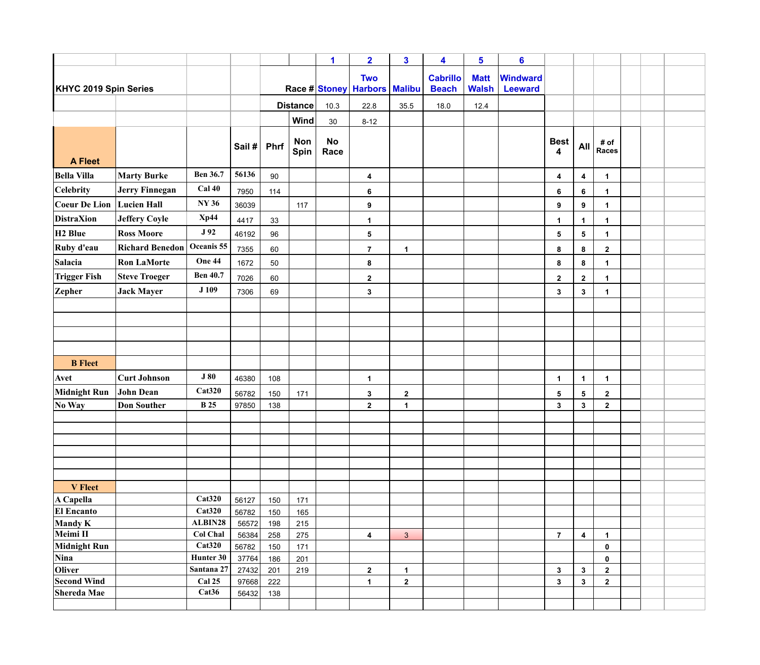| | | | | | | 1 | 2 | 3 | 4 | 5 | 6 | | | |
|---|---|---|---|---|---|---|---|---|---|---|---|---|---|---|
| **KHYC 2019 Spin Series** | | | | | **Race #** | **Stoney** | **Two Harbors** | **Malibu** | **Cabrillo Beach** | **Matt Walsh** | **Windward Leeward** | | | |
| | | | | | **Distance** | 10.3 | 22.8 | 35.5 | 18.0 | 12.4 | | | | |
| | | | | | **Wind** | 30 | 8-12 | | | | | | | |
| **A Fleet** | | | **Sail #** | **Phrf** | **Non Spin** | **No Race** | | | | | | **Best 4** | **All** | **# of Races** |
| **Bella Villa** | **Marty Burke** | **Ben 36.7** | **56136** | 90 | | | **4** | | | | | **4** | **4** | **1** |
| **Celebrity** | **Jerry Finnegan** | **Cal 40** | 7950 | 114 | | | **6** | | | | | **6** | **6** | **1** |
| **Coeur De Lion** | **Lucien Hall** | **NY 36** | 36039 | | 117 | | **9** | | | | | **9** | **9** | **1** |
| **DistraXion** | **Jeffery Coyle** | **Xp44** | 4417 | 33 | | | **1** | | | | | **1** | **1** | **1** |
| **H2 Blue** | **Ross Moore** | **J 92** | 46192 | 96 | | | **5** | | | | | **5** | **5** | **1** |
| **Ruby d'eau** | **Richard Benedon** | **Oceanis 55** | 7355 | 60 | | | **7** | **1** | | | | **8** | **8** | **2** |
| **Salacia** | **Ron LaMorte** | **One 44** | 1672 | 50 | | | **8** | | | | | **8** | **8** | **1** |
| **Trigger Fish** | **Steve Troeger** | **Ben 40.7** | 7026 | 60 | | | **2** | | | | | **2** | **2** | **1** |
| **Zepher** | **Jack Mayer** | **J 109** | 7306 | 69 | | | **3** | | | | | **3** | **3** | **1** |
| **B Fleet** | | | | | | | | | | | | | | |
| **Avet** | **Curt Johnson** | **J 80** | 46380 | 108 | | | **1** | | | | | **1** | **1** | **1** |
| **Midnight Run** | **John Dean** | **Cat320** | 56782 | 150 | 171 | | **3** | **2** | | | | **5** | **5** | **2** |
| **No Way** | **Don Souther** | **B 25** | 97850 | 138 | | | **2** | **1** | | | | **3** | **3** | **2** |
| **V Fleet** | | | | | | | | | | | | | | |
| **A Capella** | | **Cat320** | 56127 | 150 | 171 | | | | | | | | | |
| **El Encanto** | | **Cat320** | 56782 | 150 | 165 | | | | | | | | | |
| **Mandy K** | | **ALBIN28** | 56572 | 198 | 215 | | | | | | | | | |
| **Meimi II** | | **Col Chal** | 56384 | 258 | 275 | | **4** | 3 | | | | **7** | **4** | **1** |
| **Midnight Run** | | **Cat320** | 56782 | 150 | 171 | | | | | | | | | **0** |
| **Nina** | | **Hunter 30** | 37764 | 186 | 201 | | | | | | | | | **0** |
| **Oliver** | | **Santana 27** | 27432 | 201 | 219 | | **2** | **1** | | | | **3** | **3** | **2** |
| **Second Wind** | | **Cal 25** | 97668 | 222 | | | **1** | **2** | | | | **3** | **3** | **2** |
| **Shereda Mae** | | **Cat36** | 56432 | 138 | | | | | | | | | | |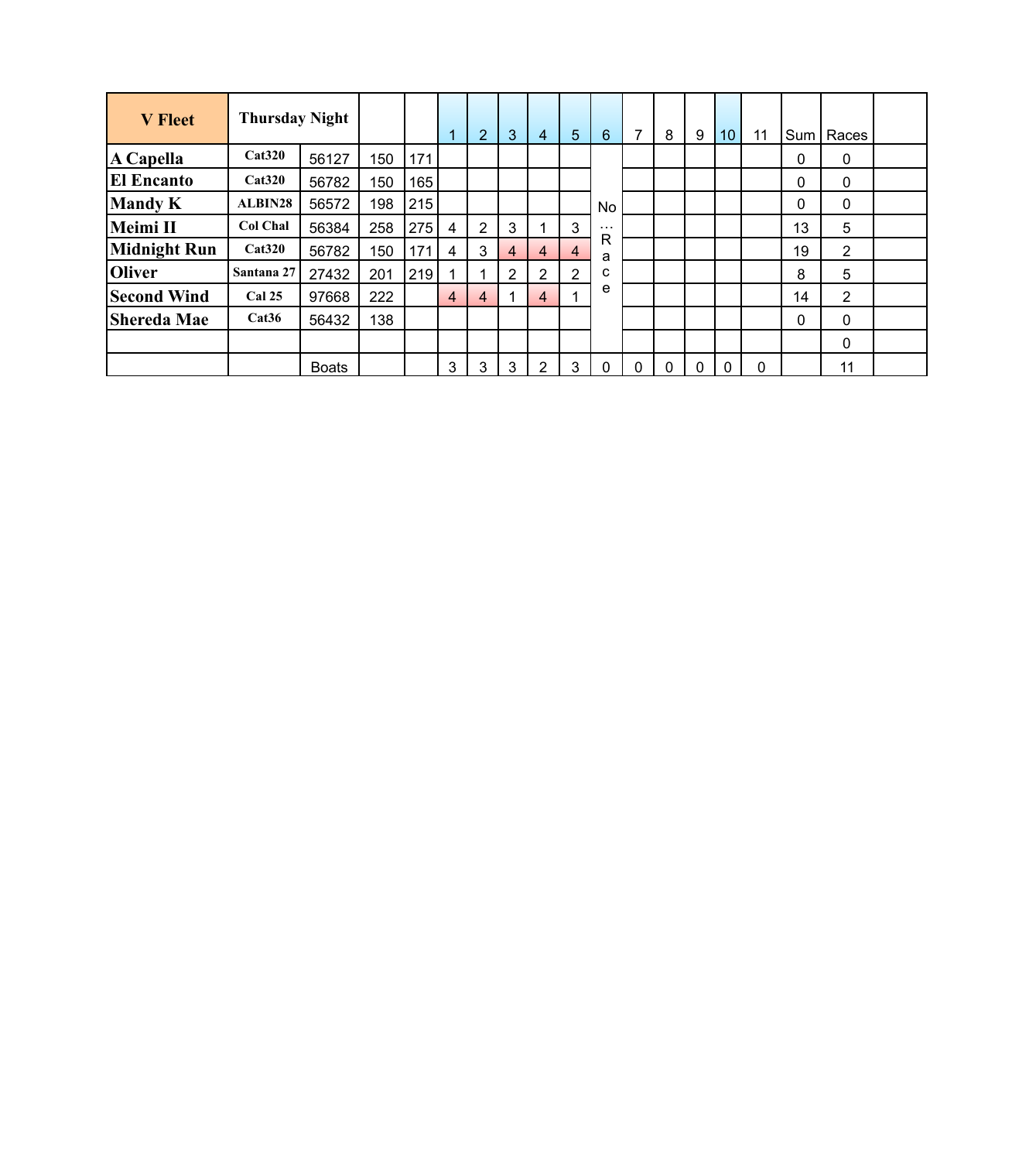| V Fleet | Thursday Night | | | | 1 | 2 | 3 | 4 | 5 | 6 | 7 | 8 | 9 | 10 | 11 | Sum | Races | |
|---|---|---|---|---|---|---|---|---|---|---|---|---|---|---|---|---|---|---|
| **A Capella** | **Cat320** | 56127 | 150 | 171 | | | | | | No … Race | | | | | | 0 | 0 | |
| **El Encanto** | **Cat320** | 56782 | 150 | 165 | | | | | | | | | | | | 0 | 0 | |
| **Mandy K** | **ALBIN28** | 56572 | 198 | 215 | | | | | | | | | | | | 0 | 0 | |
| **Meimi II** | **Col Chal** | 56384 | 258 | 275 | 4 | 2 | 3 | 1 | 3 | | | | | | | 13 | 5 | |
| **Midnight Run** | **Cat320** | 56782 | 150 | 171 | 4 | 3 | 4 | 4 | 4 | | | | | | | 19 | 2 | |
| **Oliver** | **Santana 27** | 27432 | 201 | 219 | 1 | 1 | 2 | 2 | 2 | | | | | | | 8 | 5 | |
| **Second Wind** | **Cal 25** | 97668 | 222 | | 4 | 4 | 1 | 4 | 1 | | | | | | | 14 | 2 | |
| **Shereda Mae** | **Cat36** | 56432 | 138 | | | | | | | | | | | | | 0 | 0 | |
| | | | | | | | | | | | | | | | | | 0 | |
| | | Boats | | | 3 | 3 | 3 | 2 | 3 | 0 | 0 | 0 | 0 | 0 | 0 | | 11 | |